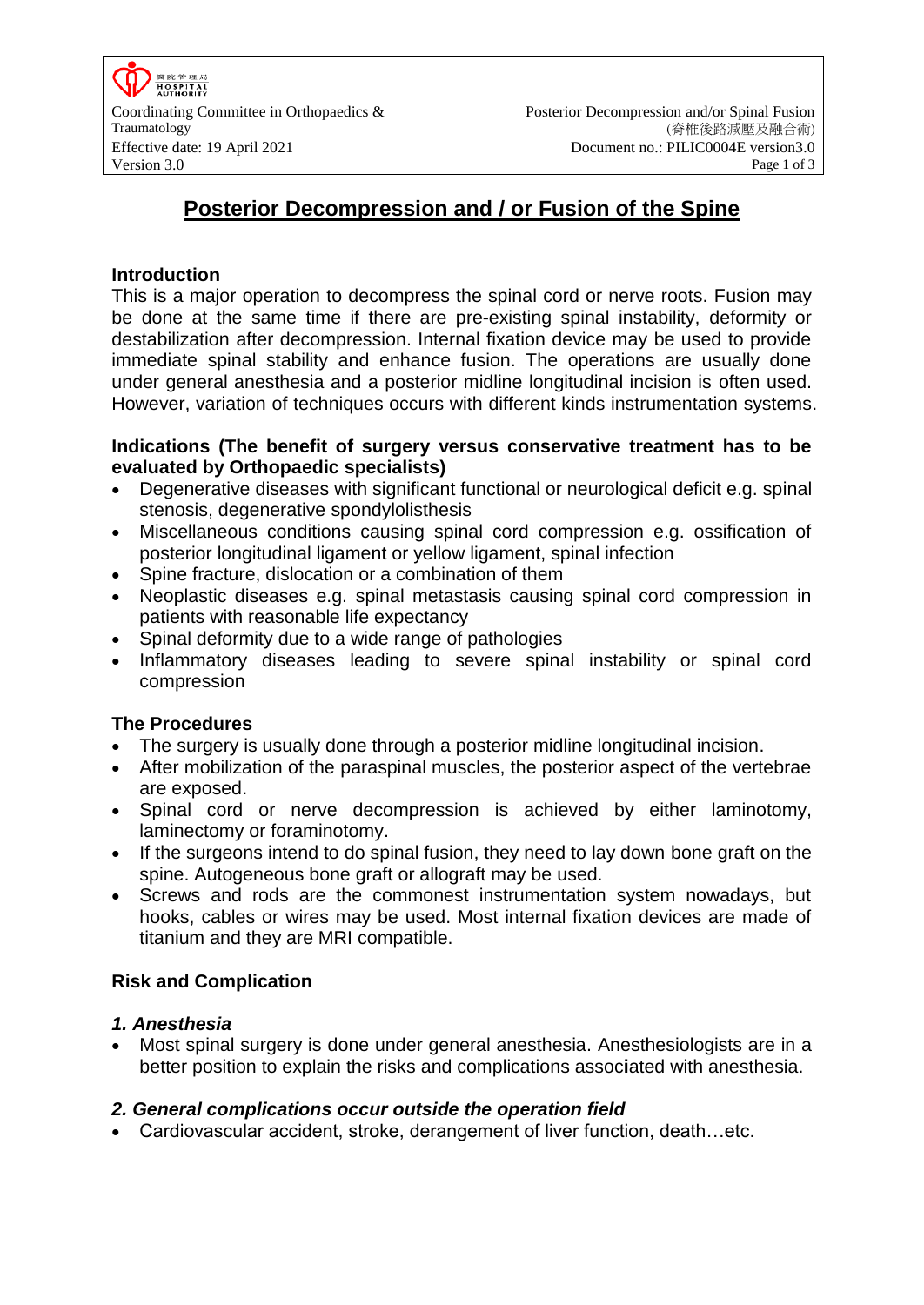# Posterior Decompression and / or Fusion of the Spine

## Introduction

This is a major operation to decompress the spinal cord or nerve roots. Fusion may be done at the same time if there are pre-existing spinal instability, deformity or destabilization after decompression. Internal fixation device may be used to provide immediate spinal stability and enhance fusion. The operations are usually done under general anesthesia and a posterior midline longitudinal incision is often used. However, variation of techniques occurs with different kinds instrumentation systems.

## Indications (The benefit of surgery versus conservative treatment has to be evaluated by Orthopaedic specialists)

- Degenerative diseases with significant functional or neurological deficit e.g. spinal stenosis, degenerative spondylolisthesis
- Miscellaneous conditions causing spinal cord compression e.g. ossification of posterior longitudinal ligament or yellow ligament, spinal infection
- Spine fracture, dislocation or a combination of them
- Neoplastic diseases e.g. spinal metastasis causing spinal cord compression in patients with reasonable life expectancy
- Spinal deformity due to a wide range of pathologies
- Inflammatory diseases leading to severe spinal instability or spinal cord compression

## The Procedures

- The surgery is usually done through a posterior midline longitudinal incision.
- After mobilization of the paraspinal muscles, the posterior aspect of the vertebrae are exposed.
- Spinal cord or nerve decompression is achieved by either laminotomy, laminectomy or foraminotomy.
- If the surgeons intend to do spinal fusion, they need to lay down bone graft on the spine. Autogeneous bone graft or allograft may be used.
- Screws and rods are the commonest instrumentation system nowadays, but hooks, cables or wires may be used. Most internal fixation devices are made of titanium and they are MRI compatible.

## Risk and Complication

### *1. Anesthesia*

- Most spinal surgery is done under general anesthesia. Anesthesiologists are in a better position to explain the risks and complications associated with anesthesia.

### *2. General complications occur outside the operation field*

- Cardiovascular accident, stroke, derangement of liver function, death…etc.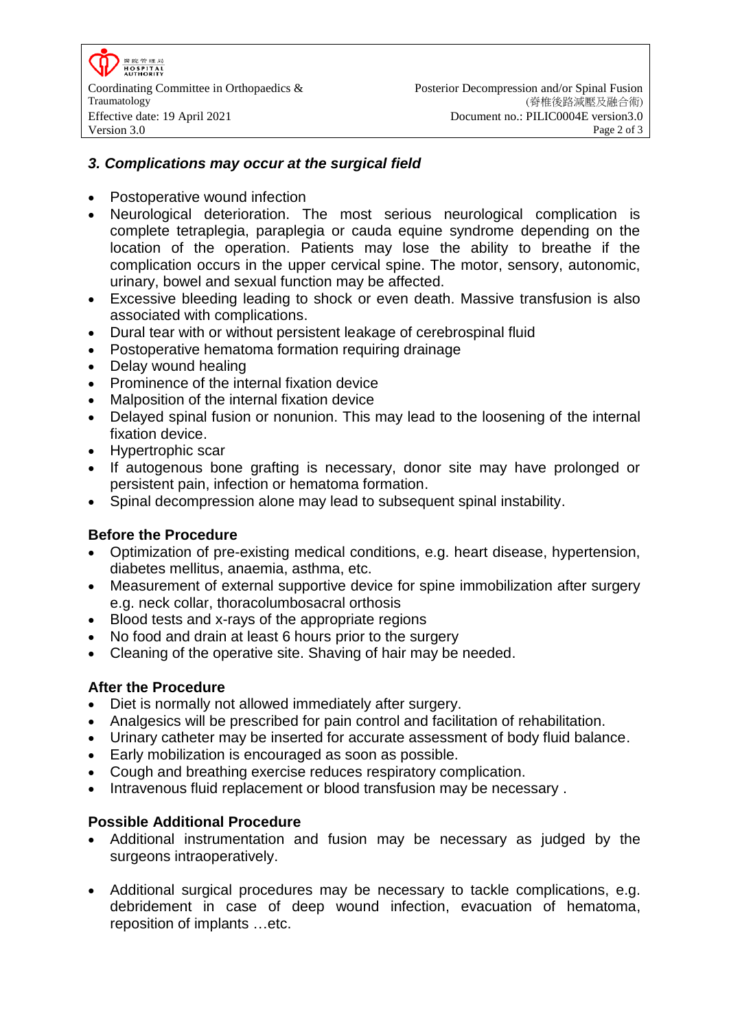### *3. Complications may occur at the surgical field*

- Postoperative wound infection
- Neurological deterioration. The most serious neurological complication is complete tetraplegia, paraplegia or cauda equine syndrome depending on the location of the operation. Patients may lose the ability to breathe if the complication occurs in the upper cervical spine. The motor, sensory, autonomic, urinary, bowel and sexual function may be affected.
- Excessive bleeding leading to shock or even death. Massive transfusion is also associated with complications.
- Dural tear with or without persistent leakage of cerebrospinal fluid
- Postoperative hematoma formation requiring drainage
- Delay wound healing
- Prominence of the internal fixation device
- Malposition of the internal fixation device
- Delayed spinal fusion or nonunion. This may lead to the loosening of the internal fixation device.
- Hypertrophic scar
- If autogenous bone grafting is necessary, donor site may have prolonged or persistent pain, infection or hematoma formation.
- Spinal decompression alone may lead to subsequent spinal instability.

### Before the Procedure

- Optimization of pre-existing medical conditions, e.g. heart disease, hypertension, diabetes mellitus, anaemia, asthma, etc.
- Measurement of external supportive device for spine immobilization after surgery e.g. neck collar, thoracolumbosacral orthosis
- Blood tests and x-rays of the appropriate regions
- No food and drain at least 6 hours prior to the surgery
- Cleaning of the operative site. Shaving of hair may be needed.

### After the Procedure

- Diet is normally not allowed immediately after surgery.
- Analgesics will be prescribed for pain control and facilitation of rehabilitation.
- Urinary catheter may be inserted for accurate assessment of body fluid balance.
- Early mobilization is encouraged as soon as possible.
- Cough and breathing exercise reduces respiratory complication.
- Intravenous fluid replacement or blood transfusion may be necessary .

### Possible Additional Procedure

- Additional instrumentation and fusion may be necessary as judged by the surgeons intraoperatively.
- Additional surgical procedures may be necessary to tackle complications, e.g. debridement in case of deep wound infection, evacuation of hematoma, reposition of implants …etc.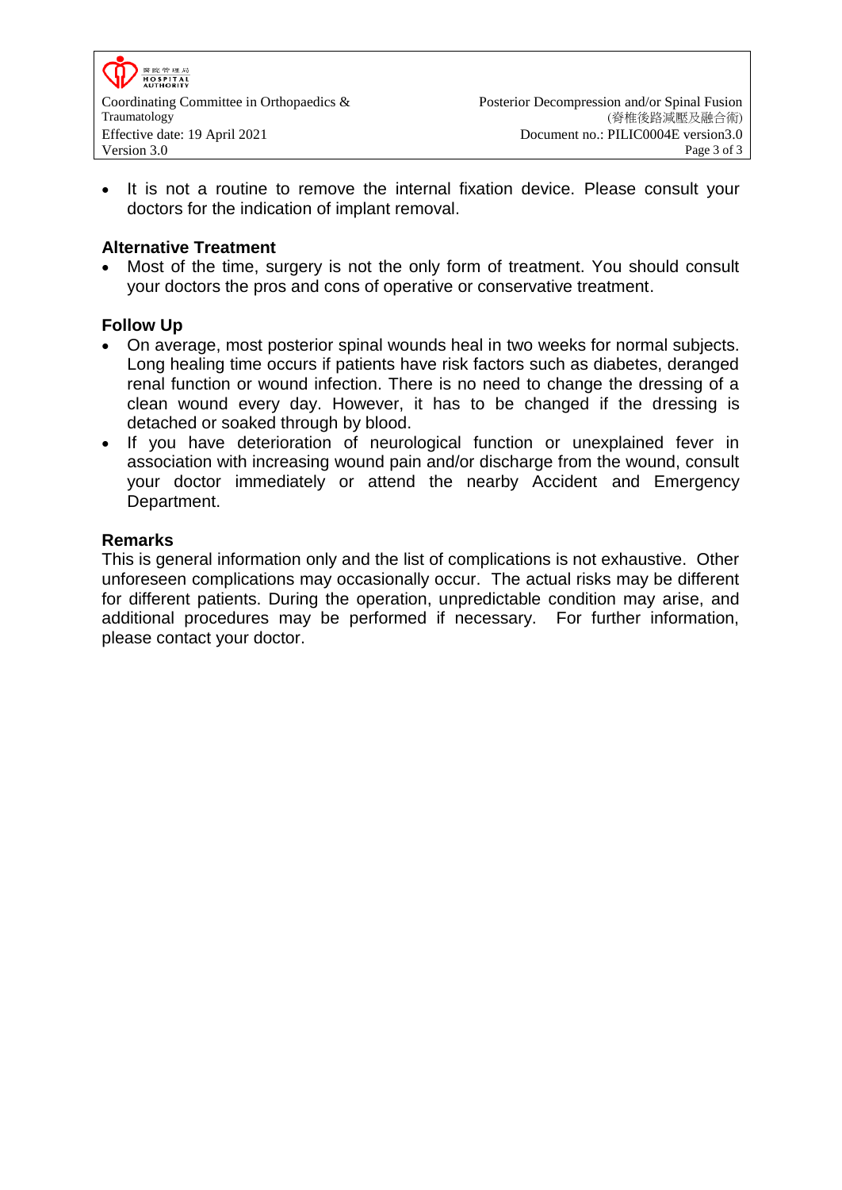- It is not a routine to remove the internal fixation device. Please consult your doctors for the indication of implant removal.

## Alternative Treatment

- Most of the time, surgery is not the only form of treatment. You should consult your doctors the pros and cons of operative or conservative treatment.

## Follow Up

- On average, most posterior spinal wounds heal in two weeks for normal subjects. Long healing time occurs if patients have risk factors such as diabetes, deranged renal function or wound infection. There is no need to change the dressing of a clean wound every day. However, it has to be changed if the dressing is detached or soaked through by blood.
- If you have deterioration of neurological function or unexplained fever in association with increasing wound pain and/or discharge from the wound, consult your doctor immediately or attend the nearby Accident and Emergency Department.

## Remarks

This is general information only and the list of complications is not exhaustive. Other unforeseen complications may occasionally occur. The actual risks may be different for different patients. During the operation, unpredictable condition may arise, and additional procedures may be performed if necessary. For further information, please contact your doctor.